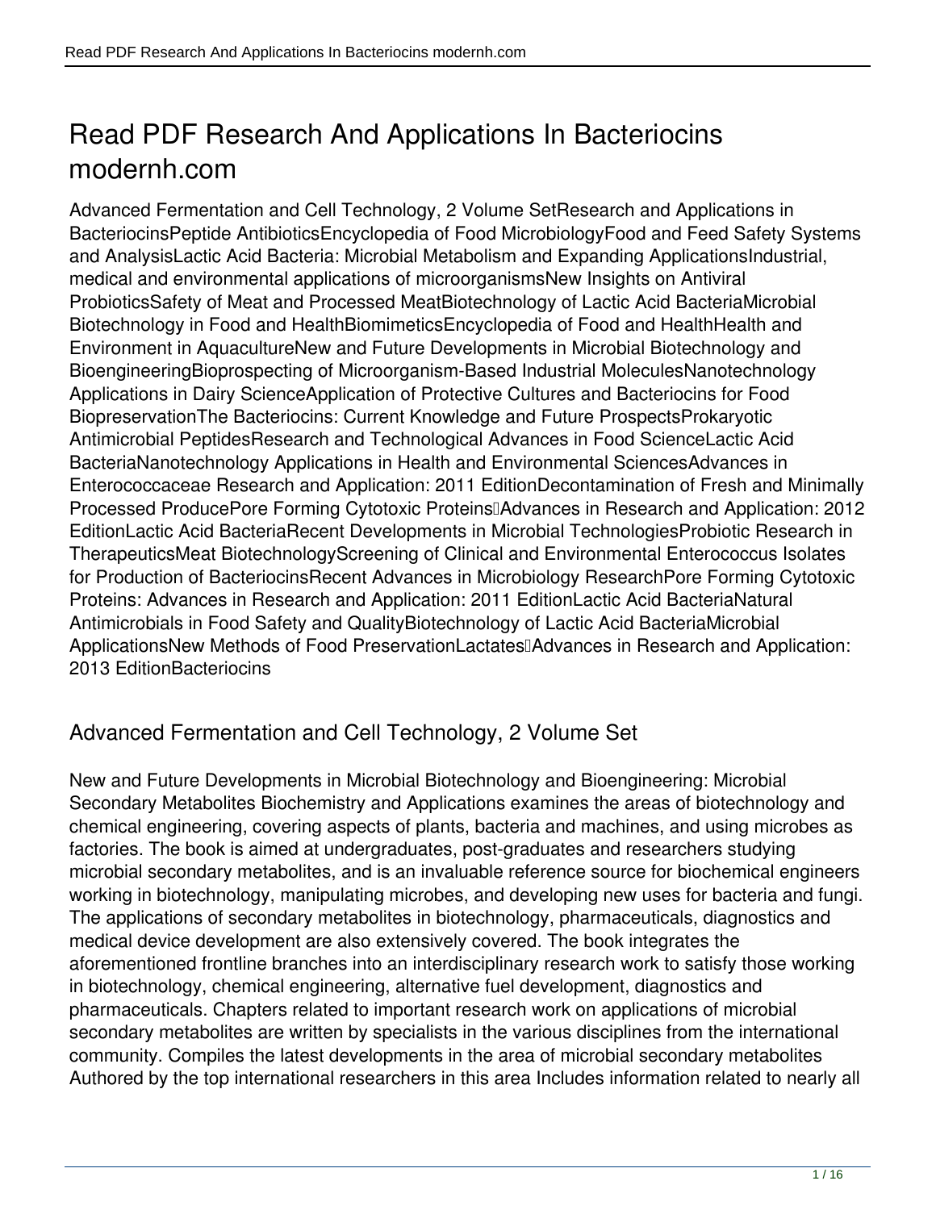# Read PDF Research And Applications In Bacteriocins modernh.com

Advanced Fermentation and Cell Technology, 2 Volume SetResearch and Applications in BacteriocinsPeptide AntibioticsEncyclopedia of Food MicrobiologyFood and Feed Safety Systems and AnalysisLactic Acid Bacteria: Microbial Metabolism and Expanding ApplicationsIndustrial, medical and environmental applications of microorganismsNew Insights on Antiviral ProbioticsSafety of Meat and Processed MeatBiotechnology of Lactic Acid BacteriaMicrobial Biotechnology in Food and HealthBiomimeticsEncyclopedia of Food and HealthHealth and Environment in AquacultureNew and Future Developments in Microbial Biotechnology and BioengineeringBioprospecting of Microorganism-Based Industrial MoleculesNanotechnology Applications in Dairy ScienceApplication of Protective Cultures and Bacteriocins for Food BiopreservationThe Bacteriocins: Current Knowledge and Future ProspectsProkaryotic Antimicrobial PeptidesResearch and Technological Advances in Food ScienceLactic Acid BacteriaNanotechnology Applications in Health and Environmental SciencesAdvances in Enterococcaceae Research and Application: 2011 EditionDecontamination of Fresh and Minimally Processed ProducePore Forming Cytotoxic Proteins Advances in Research and Application: 2012 EditionLactic Acid BacteriaRecent Developments in Microbial TechnologiesProbiotic Research in TherapeuticsMeat BiotechnologyScreening of Clinical and Environmental Enterococcus Isolates for Production of BacteriocinsRecent Advances in Microbiology ResearchPore Forming Cytotoxic Proteins: Advances in Research and Application: 2011 EditionLactic Acid BacteriaNatural Antimicrobials in Food Safety and QualityBiotechnology of Lactic Acid BacteriaMicrobial ApplicationsNew Methods of Food PreservationLactates Advances in Research and Application: 2013 EditionBacteriocins

## Advanced Fermentation and Cell Technology, 2 Volume Set

New and Future Developments in Microbial Biotechnology and Bioengineering: Microbial Secondary Metabolites Biochemistry and Applications examines the areas of biotechnology and chemical engineering, covering aspects of plants, bacteria and machines, and using microbes as factories. The book is aimed at undergraduates, post-graduates and researchers studying microbial secondary metabolites, and is an invaluable reference source for biochemical engineers working in biotechnology, manipulating microbes, and developing new uses for bacteria and fungi. The applications of secondary metabolites in biotechnology, pharmaceuticals, diagnostics and medical device development are also extensively covered. The book integrates the aforementioned frontline branches into an interdisciplinary research work to satisfy those working in biotechnology, chemical engineering, alternative fuel development, diagnostics and pharmaceuticals. Chapters related to important research work on applications of microbial secondary metabolites are written by specialists in the various disciplines from the international community. Compiles the latest developments in the area of microbial secondary metabolites Authored by the top international researchers in this area Includes information related to nearly all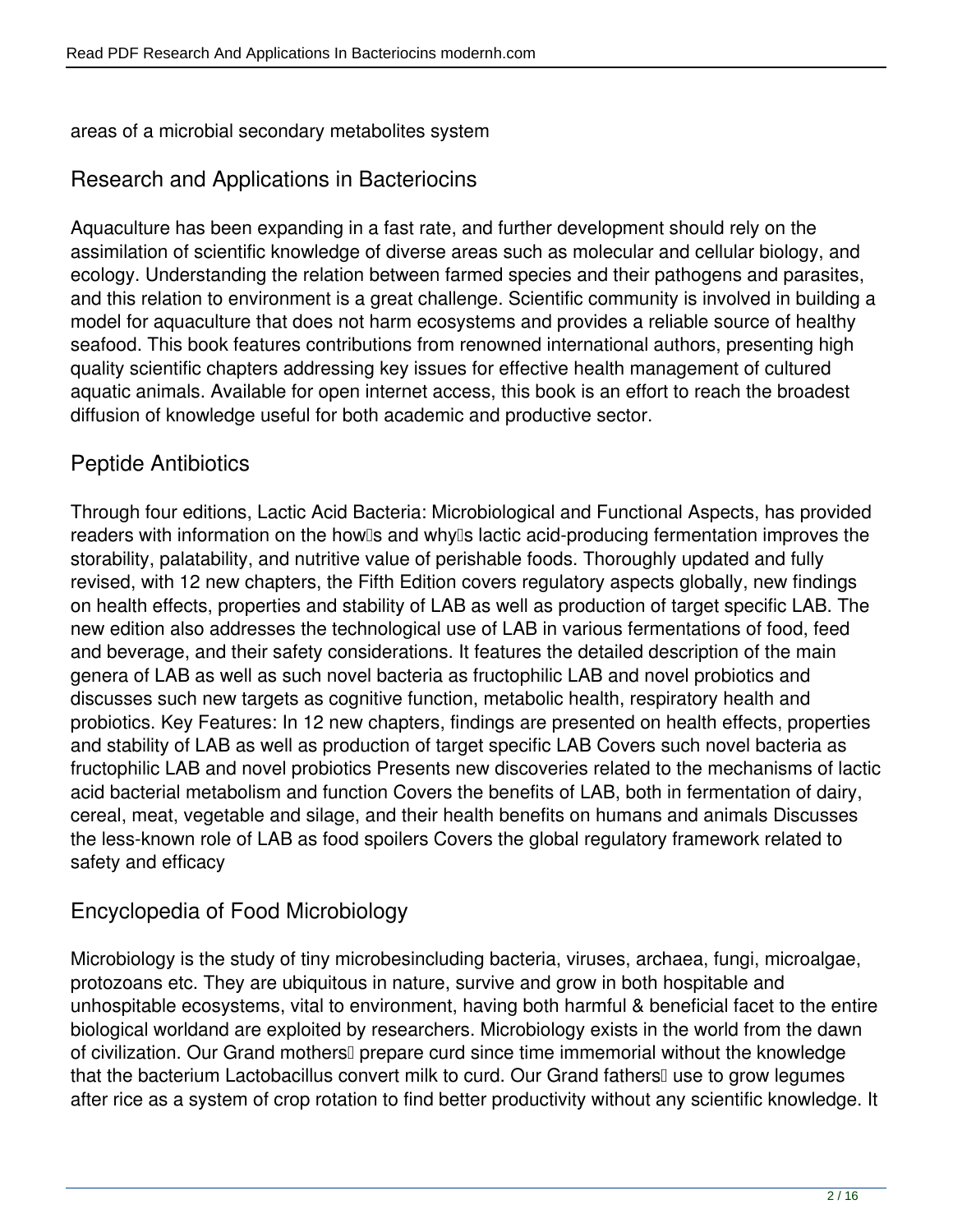areas of a microbial secondary metabolites system

## Research and Applications in Bacteriocins

Aquaculture has been expanding in a fast rate, and further development should rely on the assimilation of scientific knowledge of diverse areas such as molecular and cellular biology, and ecology. Understanding the relation between farmed species and their pathogens and parasites, and this relation to environment is a great challenge. Scientific community is involved in building a model for aquaculture that does not harm ecosystems and provides a reliable source of healthy seafood. This book features contributions from renowned international authors, presenting high quality scientific chapters addressing key issues for effective health management of cultured aquatic animals. Available for open internet access, this book is an effort to reach the broadest diffusion of knowledge useful for both academic and productive sector.

## Peptide Antibiotics

Through four editions, Lactic Acid Bacteria: Microbiological and Functional Aspects, has provided readers with information on the how's and why's lactic acid-producing fermentation improves the storability, palatability, and nutritive value of perishable foods. Thoroughly updated and fully revised, with 12 new chapters, the Fifth Edition covers regulatory aspects globally, new findings on health effects, properties and stability of LAB as well as production of target specific LAB. The new edition also addresses the technological use of LAB in various fermentations of food, feed and beverage, and their safety considerations. It features the detailed description of the main genera of LAB as well as such novel bacteria as fructophilic LAB and novel probiotics and discusses such new targets as cognitive function, metabolic health, respiratory health and probiotics. Key Features: In 12 new chapters, findings are presented on health effects, properties and stability of LAB as well as production of target specific LAB Covers such novel bacteria as fructophilic LAB and novel probiotics Presents new discoveries related to the mechanisms of lactic acid bacterial metabolism and function Covers the benefits of LAB, both in fermentation of dairy, cereal, meat, vegetable and silage, and their health benefits on humans and animals Discusses the less-known role of LAB as food spoilers Covers the global regulatory framework related to safety and efficacy

## Encyclopedia of Food Microbiology

Microbiology is the study of tiny microbesincluding bacteria, viruses, archaea, fungi, microalgae, protozoans etc. They are ubiquitous in nature, survive and grow in both hospitable and unhospitable ecosystems, vital to environment, having both harmful & beneficial facet to the entire biological worldand are exploited by researchers. Microbiology exists in the world from the dawn of civilization. Our Grand mothers' prepare curd since time immemorial without the knowledge that the bacterium Lactobacillus convert milk to curd. Our Grand fathers' use to grow legumes after rice as a system of crop rotation to find better productivity without any scientific knowledge. It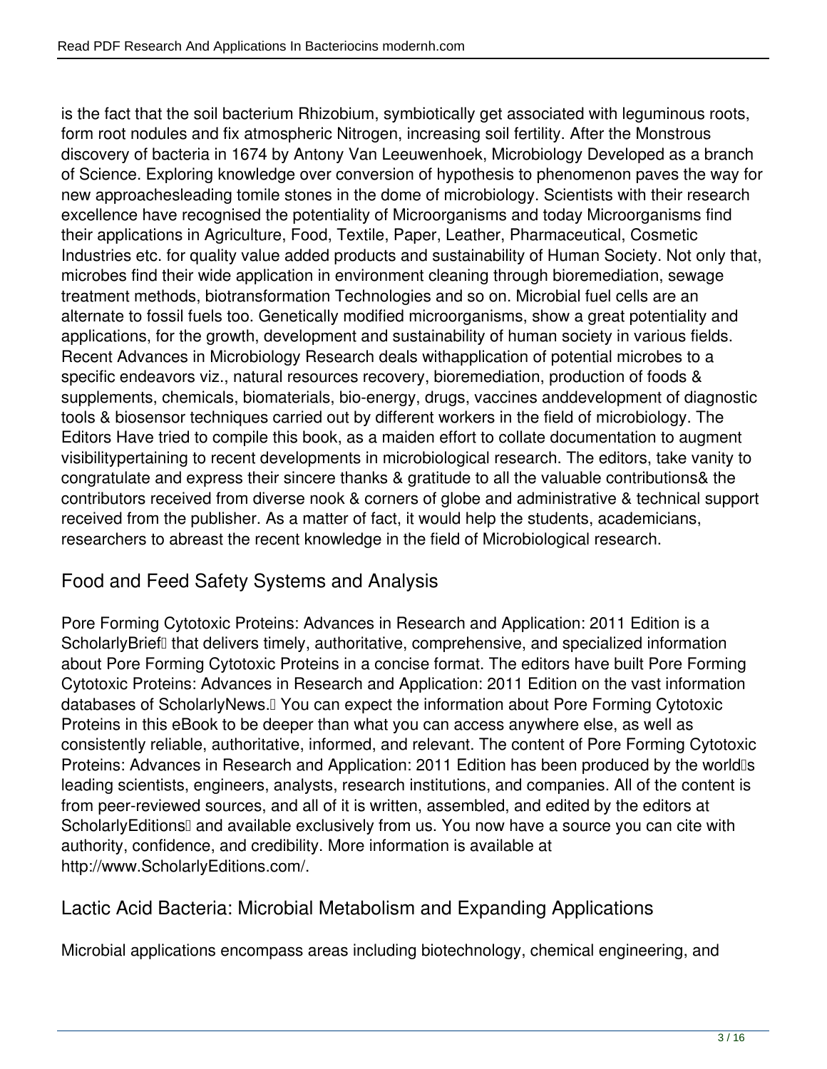is the fact that the soil bacterium Rhizobium, symbiotically get associated with leguminous roots, form root nodules and fix atmospheric Nitrogen, increasing soil fertility. After the Monstrous discovery of bacteria in 1674 by Antony Van Leeuwenhoek, Microbiology Developed as a branch of Science. Exploring knowledge over conversion of hypothesis to phenomenon paves the way for new approachesleading tomile stones in the dome of microbiology. Scientists with their research excellence have recognised the potentiality of Microorganisms and today Microorganisms find their applications in Agriculture, Food, Textile, Paper, Leather, Pharmaceutical, Cosmetic Industries etc. for quality value added products and sustainability of Human Society. Not only that, microbes find their wide application in environment cleaning through bioremediation, sewage treatment methods, biotransformation Technologies and so on. Microbial fuel cells are an alternate to fossil fuels too. Genetically modified microorganisms, show a great potentiality and applications, for the growth, development and sustainability of human society in various fields. Recent Advances in Microbiology Research deals withapplication of potential microbes to a specific endeavors viz., natural resources recovery, bioremediation, production of foods & supplements, chemicals, biomaterials, bio-energy, drugs, vaccines anddevelopment of diagnostic tools & biosensor techniques carried out by different workers in the field of microbiology. The Editors Have tried to compile this book, as a maiden effort to collate documentation to augment visibilitypertaining to recent developments in microbiological research. The editors, take vanity to congratulate and express their sincere thanks & gratitude to all the valuable contributions& the contributors received from diverse nook & corners of globe and administrative & technical support received from the publisher. As a matter of fact, it would help the students, academicians, researchers to abreast the recent knowledge in the field of Microbiological research.

## Food and Feed Safety Systems and Analysis

Pore Forming Cytotoxic Proteins: Advances in Research and Application: 2011 Edition is a ScholarlyBrief™ that delivers timely, authoritative, comprehensive, and specialized information about Pore Forming Cytotoxic Proteins in a concise format. The editors have built Pore Forming Cytotoxic Proteins: Advances in Research and Application: 2011 Edition on the vast information databases of ScholarlyNews.™ You can expect the information about Pore Forming Cytotoxic Proteins in this eBook to be deeper than what you can access anywhere else, as well as consistently reliable, authoritative, informed, and relevant. The content of Pore Forming Cytotoxic Proteins: Advances in Research and Application: 2011 Edition has been produced by the world's leading scientists, engineers, analysts, research institutions, and companies. All of the content is from peer-reviewed sources, and all of it is written, assembled, and edited by the editors at ScholarlyEditions™ and available exclusively from us. You now have a source you can cite with authority, confidence, and credibility. More information is available at http://www.ScholarlyEditions.com/.

## Lactic Acid Bacteria: Microbial Metabolism and Expanding Applications

Microbial applications encompass areas including biotechnology, chemical engineering, and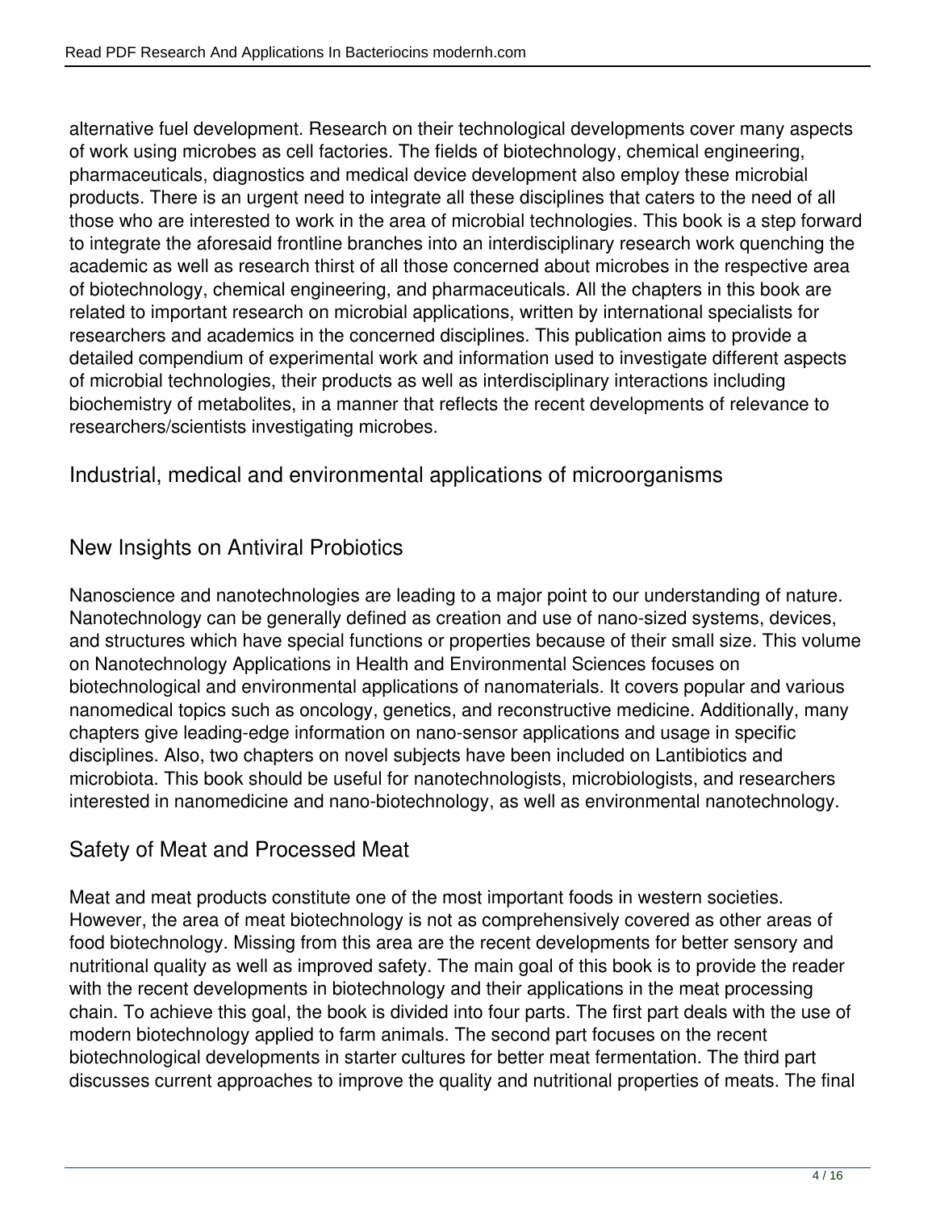alternative fuel development. Research on their technological developments cover many aspects of work using microbes as cell factories. The fields of biotechnology, chemical engineering, pharmaceuticals, diagnostics and medical device development also employ these microbial products. There is an urgent need to integrate all these disciplines that caters to the need of all those who are interested to work in the area of microbial technologies. This book is a step forward to integrate the aforesaid frontline branches into an interdisciplinary research work quenching the academic as well as research thirst of all those concerned about microbes in the respective area of biotechnology, chemical engineering, and pharmaceuticals. All the chapters in this book are related to important research on microbial applications, written by international specialists for researchers and academics in the concerned disciplines. This publication aims to provide a detailed compendium of experimental work and information used to investigate different aspects of microbial technologies, their products as well as interdisciplinary interactions including biochemistry of metabolites, in a manner that reflects the recent developments of relevance to researchers/scientists investigating microbes.

## Industrial, medical and environmental applications of microorganisms

## New Insights on Antiviral Probiotics

Nanoscience and nanotechnologies are leading to a major point to our understanding of nature. Nanotechnology can be generally defined as creation and use of nano-sized systems, devices, and structures which have special functions or properties because of their small size. This volume on Nanotechnology Applications in Health and Environmental Sciences focuses on biotechnological and environmental applications of nanomaterials. It covers popular and various nanomedical topics such as oncology, genetics, and reconstructive medicine. Additionally, many chapters give leading-edge information on nano-sensor applications and usage in specific disciplines. Also, two chapters on novel subjects have been included on Lantibiotics and microbiota. This book should be useful for nanotechnologists, microbiologists, and researchers interested in nanomedicine and nano-biotechnology, as well as environmental nanotechnology.

## Safety of Meat and Processed Meat

Meat and meat products constitute one of the most important foods in western societies. However, the area of meat biotechnology is not as comprehensively covered as other areas of food biotechnology. Missing from this area are the recent developments for better sensory and nutritional quality as well as improved safety. The main goal of this book is to provide the reader with the recent developments in biotechnology and their applications in the meat processing chain. To achieve this goal, the book is divided into four parts. The first part deals with the use of modern biotechnology applied to farm animals. The second part focuses on the recent biotechnological developments in starter cultures for better meat fermentation. The third part discusses current approaches to improve the quality and nutritional properties of meats. The final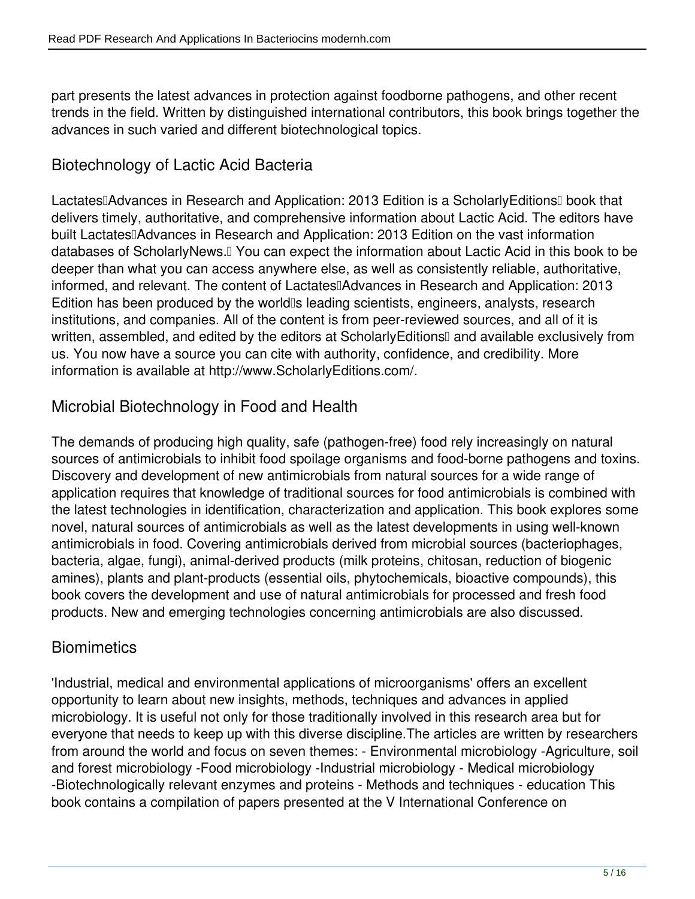part presents the latest advances in protection against foodborne pathogens, and other recent trends in the field. Written by distinguished international contributors, this book brings together the advances in such varied and different biotechnological topics.

## Biotechnology of Lactic Acid Bacteria

Lactates�Advances in Research and Application: 2013 Edition is a ScholarlyEditions� book that delivers timely, authoritative, and comprehensive information about Lactic Acid. The editors have built Lactates�Advances in Research and Application: 2013 Edition on the vast information databases of ScholarlyNews.� You can expect the information about Lactic Acid in this book to be deeper than what you can access anywhere else, as well as consistently reliable, authoritative, informed, and relevant. The content of Lactates�Advances in Research and Application: 2013 Edition has been produced by the world�s leading scientists, engineers, analysts, research institutions, and companies. All of the content is from peer-reviewed sources, and all of it is written, assembled, and edited by the editors at ScholarlyEditions� and available exclusively from us. You now have a source you can cite with authority, confidence, and credibility. More information is available at http://www.ScholarlyEditions.com/.

## Microbial Biotechnology in Food and Health

The demands of producing high quality, safe (pathogen-free) food rely increasingly on natural sources of antimicrobials to inhibit food spoilage organisms and food-borne pathogens and toxins. Discovery and development of new antimicrobials from natural sources for a wide range of application requires that knowledge of traditional sources for food antimicrobials is combined with the latest technologies in identification, characterization and application. This book explores some novel, natural sources of antimicrobials as well as the latest developments in using well-known antimicrobials in food. Covering antimicrobials derived from microbial sources (bacteriophages, bacteria, algae, fungi), animal-derived products (milk proteins, chitosan, reduction of biogenic amines), plants and plant-products (essential oils, phytochemicals, bioactive compounds), this book covers the development and use of natural antimicrobials for processed and fresh food products. New and emerging technologies concerning antimicrobials are also discussed.

## Biomimetics

'Industrial, medical and environmental applications of microorganisms' offers an excellent opportunity to learn about new insights, methods, techniques and advances in applied microbiology. It is useful not only for those traditionally involved in this research area but for everyone that needs to keep up with this diverse discipline.The articles are written by researchers from around the world and focus on seven themes: - Environmental microbiology -Agriculture, soil and forest microbiology -Food microbiology -Industrial microbiology - Medical microbiology -Biotechnologically relevant enzymes and proteins - Methods and techniques - education This book contains a compilation of papers presented at the V International Conference on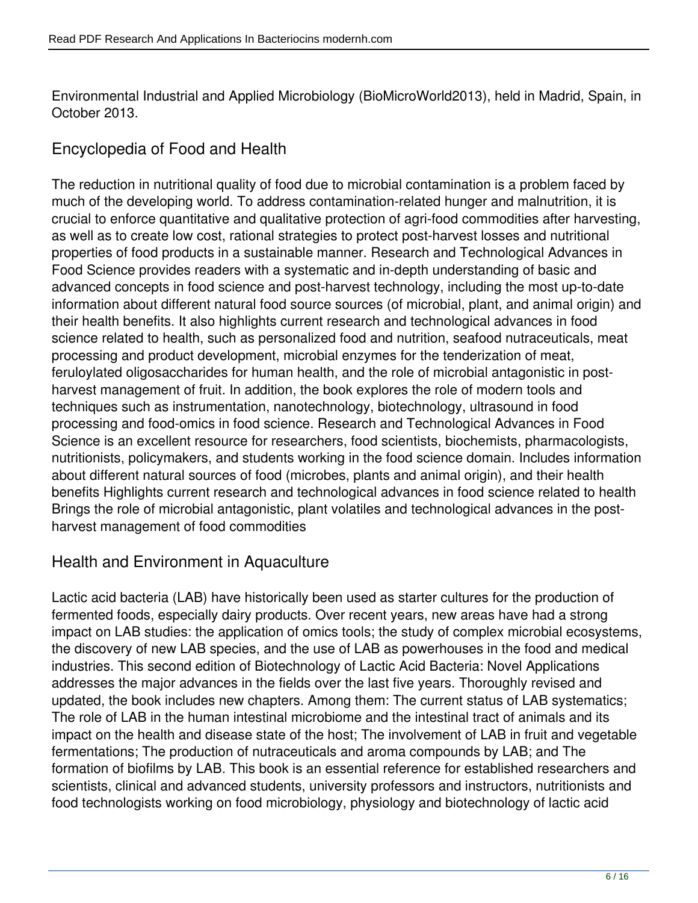Environmental Industrial and Applied Microbiology (BioMicroWorld2013), held in Madrid, Spain, in October 2013.

## Encyclopedia of Food and Health

The reduction in nutritional quality of food due to microbial contamination is a problem faced by much of the developing world. To address contamination-related hunger and malnutrition, it is crucial to enforce quantitative and qualitative protection of agri-food commodities after harvesting, as well as to create low cost, rational strategies to protect post-harvest losses and nutritional properties of food products in a sustainable manner. Research and Technological Advances in Food Science provides readers with a systematic and in-depth understanding of basic and advanced concepts in food science and post-harvest technology, including the most up-to-date information about different natural food source sources (of microbial, plant, and animal origin) and their health benefits. It also highlights current research and technological advances in food science related to health, such as personalized food and nutrition, seafood nutraceuticals, meat processing and product development, microbial enzymes for the tenderization of meat, feruloylated oligosaccharides for human health, and the role of microbial antagonistic in post-harvest management of fruit. In addition, the book explores the role of modern tools and techniques such as instrumentation, nanotechnology, biotechnology, ultrasound in food processing and food-omics in food science. Research and Technological Advances in Food Science is an excellent resource for researchers, food scientists, biochemists, pharmacologists, nutritionists, policymakers, and students working in the food science domain. Includes information about different natural sources of food (microbes, plants and animal origin), and their health benefits Highlights current research and technological advances in food science related to health Brings the role of microbial antagonistic, plant volatiles and technological advances in the post-harvest management of food commodities

## Health and Environment in Aquaculture

Lactic acid bacteria (LAB) have historically been used as starter cultures for the production of fermented foods, especially dairy products. Over recent years, new areas have had a strong impact on LAB studies: the application of omics tools; the study of complex microbial ecosystems, the discovery of new LAB species, and the use of LAB as powerhouses in the food and medical industries. This second edition of Biotechnology of Lactic Acid Bacteria: Novel Applications addresses the major advances in the fields over the last five years. Thoroughly revised and updated, the book includes new chapters. Among them: The current status of LAB systematics; The role of LAB in the human intestinal microbiome and the intestinal tract of animals and its impact on the health and disease state of the host; The involvement of LAB in fruit and vegetable fermentations; The production of nutraceuticals and aroma compounds by LAB; and The formation of biofilms by LAB. This book is an essential reference for established researchers and scientists, clinical and advanced students, university professors and instructors, nutritionists and food technologists working on food microbiology, physiology and biotechnology of lactic acid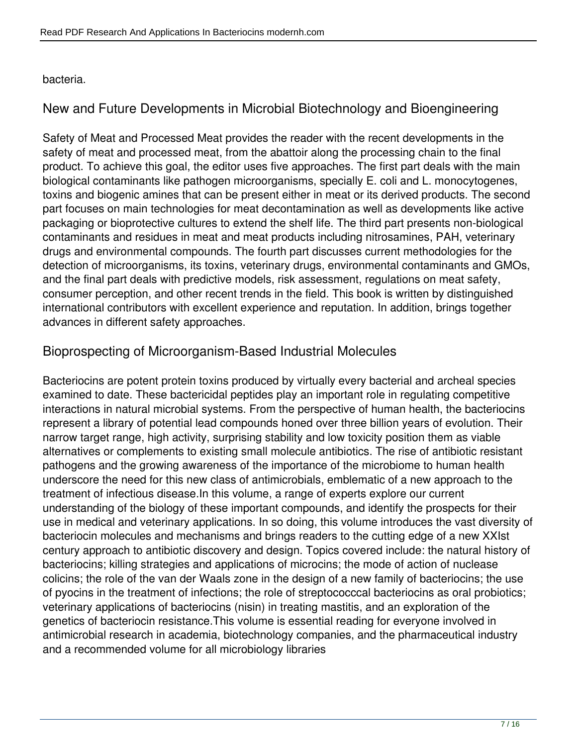bacteria.

## New and Future Developments in Microbial Biotechnology and Bioengineering

Safety of Meat and Processed Meat provides the reader with the recent developments in the safety of meat and processed meat, from the abattoir along the processing chain to the final product. To achieve this goal, the editor uses five approaches. The first part deals with the main biological contaminants like pathogen microorganisms, specially E. coli and L. monocytogenes, toxins and biogenic amines that can be present either in meat or its derived products. The second part focuses on main technologies for meat decontamination as well as developments like active packaging or bioprotective cultures to extend the shelf life. The third part presents non-biological contaminants and residues in meat and meat products including nitrosamines, PAH, veterinary drugs and environmental compounds. The fourth part discusses current methodologies for the detection of microorganisms, its toxins, veterinary drugs, environmental contaminants and GMOs, and the final part deals with predictive models, risk assessment, regulations on meat safety, consumer perception, and other recent trends in the field. This book is written by distinguished international contributors with excellent experience and reputation. In addition, brings together advances in different safety approaches.

## Bioprospecting of Microorganism-Based Industrial Molecules

Bacteriocins are potent protein toxins produced by virtually every bacterial and archeal species examined to date. These bactericidal peptides play an important role in regulating competitive interactions in natural microbial systems. From the perspective of human health, the bacteriocins represent a library of potential lead compounds honed over three billion years of evolution. Their narrow target range, high activity, surprising stability and low toxicity position them as viable alternatives or complements to existing small molecule antibiotics. The rise of antibiotic resistant pathogens and the growing awareness of the importance of the microbiome to human health underscore the need for this new class of antimicrobials, emblematic of a new approach to the treatment of infectious disease.In this volume, a range of experts explore our current understanding of the biology of these important compounds, and identify the prospects for their use in medical and veterinary applications. In so doing, this volume introduces the vast diversity of bacteriocin molecules and mechanisms and brings readers to the cutting edge of a new XXIst century approach to antibiotic discovery and design. Topics covered include: the natural history of bacteriocins; killing strategies and applications of microcins; the mode of action of nuclease colicins; the role of the van der Waals zone in the design of a new family of bacteriocins; the use of pyocins in the treatment of infections; the role of streptococccal bacteriocins as oral probiotics; veterinary applications of bacteriocins (nisin) in treating mastitis, and an exploration of the genetics of bacteriocin resistance.This volume is essential reading for everyone involved in antimicrobial research in academia, biotechnology companies, and the pharmaceutical industry and a recommended volume for all microbiology libraries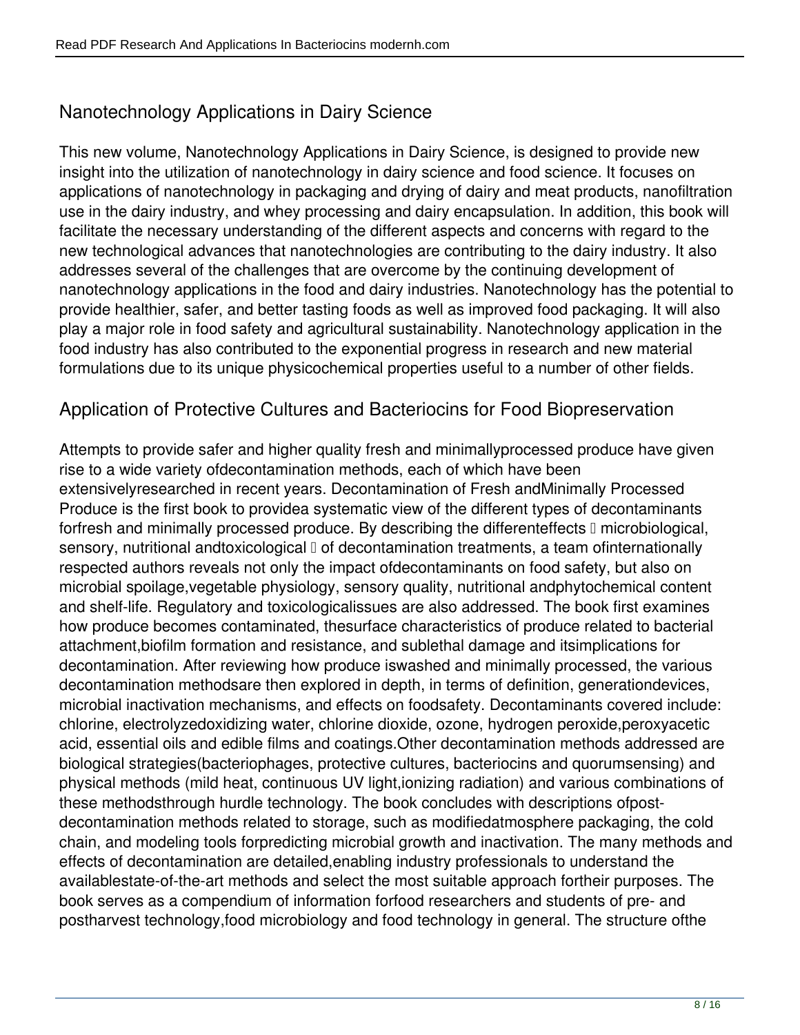## Nanotechnology Applications in Dairy Science

This new volume, Nanotechnology Applications in Dairy Science, is designed to provide new insight into the utilization of nanotechnology in dairy science and food science. It focuses on applications of nanotechnology in packaging and drying of dairy and meat products, nanofiltration use in the dairy industry, and whey processing and dairy encapsulation. In addition, this book will facilitate the necessary understanding of the different aspects and concerns with regard to the new technological advances that nanotechnologies are contributing to the dairy industry. It also addresses several of the challenges that are overcome by the continuing development of nanotechnology applications in the food and dairy industries. Nanotechnology has the potential to provide healthier, safer, and better tasting foods as well as improved food packaging. It will also play a major role in food safety and agricultural sustainability. Nanotechnology application in the food industry has also contributed to the exponential progress in research and new material formulations due to its unique physicochemical properties useful to a number of other fields.

## Application of Protective Cultures and Bacteriocins for Food Biopreservation

Attempts to provide safer and higher quality fresh and minimallyprocessed produce have given rise to a wide variety ofdecontamination methods, each of which have been extensivelyresearched in recent years. Decontamination of Fresh andMinimally Processed Produce is the first book to providea systematic view of the different types of decontaminants forfresh and minimally processed produce. By describing the differenteffects  microbiological, sensory, nutritional andtoxicological  of decontamination treatments, a team ofinternationally respected authors reveals not only the impact ofdecontaminants on food safety, but also on microbial spoilage,vegetable physiology, sensory quality, nutritional andphytochemical content and shelf-life. Regulatory and toxicologicalissues are also addressed. The book first examines how produce becomes contaminated, thesurface characteristics of produce related to bacterial attachment,biofilm formation and resistance, and sublethal damage and itsimplications for decontamination. After reviewing how produce iswashed and minimally processed, the various decontamination methodsare then explored in depth, in terms of definition, generationdevices, microbial inactivation mechanisms, and effects on foodsafety. Decontaminants covered include: chlorine, electrolyzedoxidizing water, chlorine dioxide, ozone, hydrogen peroxide,peroxyacetic acid, essential oils and edible films and coatings.Other decontamination methods addressed are biological strategies(bacteriophages, protective cultures, bacteriocins and quorumsensing) and physical methods (mild heat, continuous UV light,ionizing radiation) and various combinations of these methodsthrough hurdle technology. The book concludes with descriptions ofpost-decontamination methods related to storage, such as modifiedatmosphere packaging, the cold chain, and modeling tools forpredicting microbial growth and inactivation. The many methods and effects of decontamination are detailed,enabling industry professionals to understand the availablestate-of-the-art methods and select the most suitable approach fortheir purposes. The book serves as a compendium of information forfood researchers and students of pre- and postharvest technology,food microbiology and food technology in general. The structure ofthe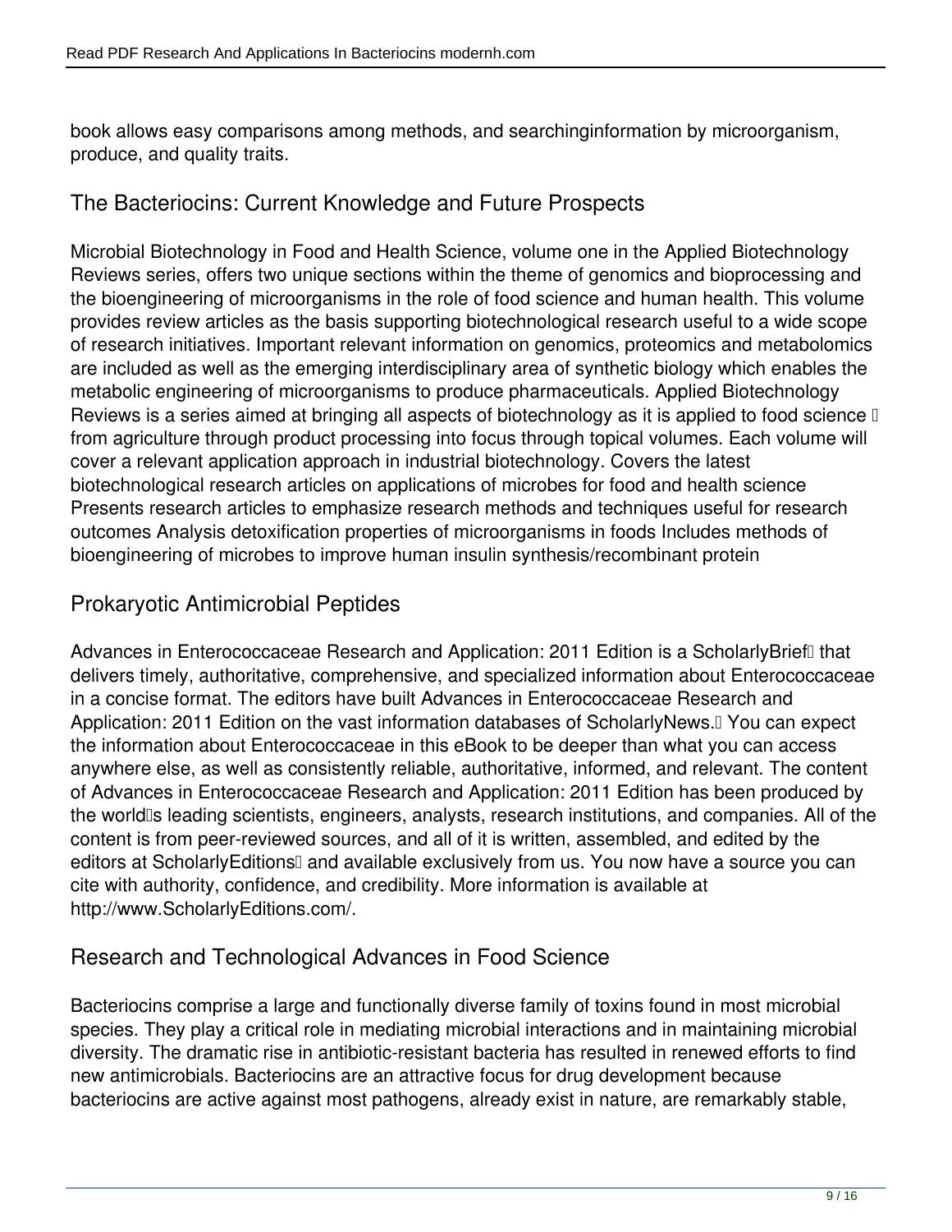book allows easy comparisons among methods, and searchinginformation by microorganism, produce, and quality traits.

## The Bacteriocins: Current Knowledge and Future Prospects

Microbial Biotechnology in Food and Health Science, volume one in the Applied Biotechnology Reviews series, offers two unique sections within the theme of genomics and bioprocessing and the bioengineering of microorganisms in the role of food science and human health. This volume provides review articles as the basis supporting biotechnological research useful to a wide scope of research initiatives. Important relevant information on genomics, proteomics and metabolomics are included as well as the emerging interdisciplinary area of synthetic biology which enables the metabolic engineering of microorganisms to produce pharmaceuticals. Applied Biotechnology Reviews is a series aimed at bringing all aspects of biotechnology as it is applied to food science  from agriculture through product processing into focus through topical volumes. Each volume will cover a relevant application approach in industrial biotechnology. Covers the latest biotechnological research articles on applications of microbes for food and health science Presents research articles to emphasize research methods and techniques useful for research outcomes Analysis detoxification properties of microorganisms in foods Includes methods of bioengineering of microbes to improve human insulin synthesis/recombinant protein

## Prokaryotic Antimicrobial Peptides

Advances in Enterococcaceae Research and Application: 2011 Edition is a ScholarlyBrief that delivers timely, authoritative, comprehensive, and specialized information about Enterococcaceae in a concise format. The editors have built Advances in Enterococcaceae Research and Application: 2011 Edition on the vast information databases of ScholarlyNews. You can expect the information about Enterococcaceae in this eBook to be deeper than what you can access anywhere else, as well as consistently reliable, authoritative, informed, and relevant. The content of Advances in Enterococcaceae Research and Application: 2011 Edition has been produced by the world's leading scientists, engineers, analysts, research institutions, and companies. All of the content is from peer-reviewed sources, and all of it is written, assembled, and edited by the editors at ScholarlyEditions and available exclusively from us. You now have a source you can cite with authority, confidence, and credibility. More information is available at http://www.ScholarlyEditions.com/.

## Research and Technological Advances in Food Science

Bacteriocins comprise a large and functionally diverse family of toxins found in most microbial species. They play a critical role in mediating microbial interactions and in maintaining microbial diversity. The dramatic rise in antibiotic-resistant bacteria has resulted in renewed efforts to find new antimicrobials. Bacteriocins are an attractive focus for drug development because bacteriocins are active against most pathogens, already exist in nature, are remarkably stable,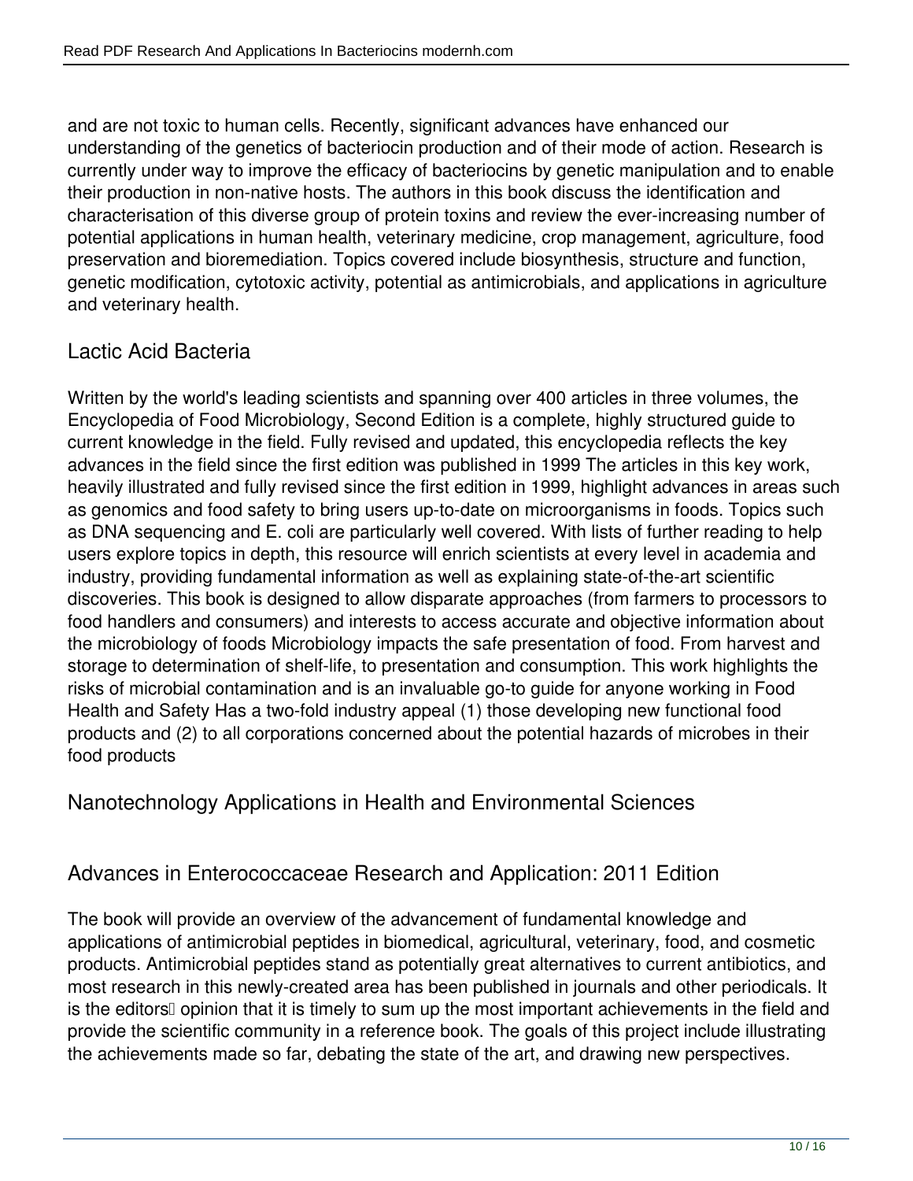and are not toxic to human cells. Recently, significant advances have enhanced our understanding of the genetics of bacteriocin production and of their mode of action. Research is currently under way to improve the efficacy of bacteriocins by genetic manipulation and to enable their production in non-native hosts. The authors in this book discuss the identification and characterisation of this diverse group of protein toxins and review the ever-increasing number of potential applications in human health, veterinary medicine, crop management, agriculture, food preservation and bioremediation. Topics covered include biosynthesis, structure and function, genetic modification, cytotoxic activity, potential as antimicrobials, and applications in agriculture and veterinary health.

## Lactic Acid Bacteria

Written by the world's leading scientists and spanning over 400 articles in three volumes, the Encyclopedia of Food Microbiology, Second Edition is a complete, highly structured guide to current knowledge in the field. Fully revised and updated, this encyclopedia reflects the key advances in the field since the first edition was published in 1999 The articles in this key work, heavily illustrated and fully revised since the first edition in 1999, highlight advances in areas such as genomics and food safety to bring users up-to-date on microorganisms in foods. Topics such as DNA sequencing and E. coli are particularly well covered. With lists of further reading to help users explore topics in depth, this resource will enrich scientists at every level in academia and industry, providing fundamental information as well as explaining state-of-the-art scientific discoveries. This book is designed to allow disparate approaches (from farmers to processors to food handlers and consumers) and interests to access accurate and objective information about the microbiology of foods Microbiology impacts the safe presentation of food. From harvest and storage to determination of shelf-life, to presentation and consumption. This work highlights the risks of microbial contamination and is an invaluable go-to guide for anyone working in Food Health and Safety Has a two-fold industry appeal (1) those developing new functional food products and (2) to all corporations concerned about the potential hazards of microbes in their food products

## Nanotechnology Applications in Health and Environmental Sciences

## Advances in Enterococcaceae Research and Application: 2011 Edition

The book will provide an overview of the advancement of fundamental knowledge and applications of antimicrobial peptides in biomedical, agricultural, veterinary, food, and cosmetic products. Antimicrobial peptides stand as potentially great alternatives to current antibiotics, and most research in this newly-created area has been published in journals and other periodicals. It is the editors� opinion that it is timely to sum up the most important achievements in the field and provide the scientific community in a reference book. The goals of this project include illustrating the achievements made so far, debating the state of the art, and drawing new perspectives.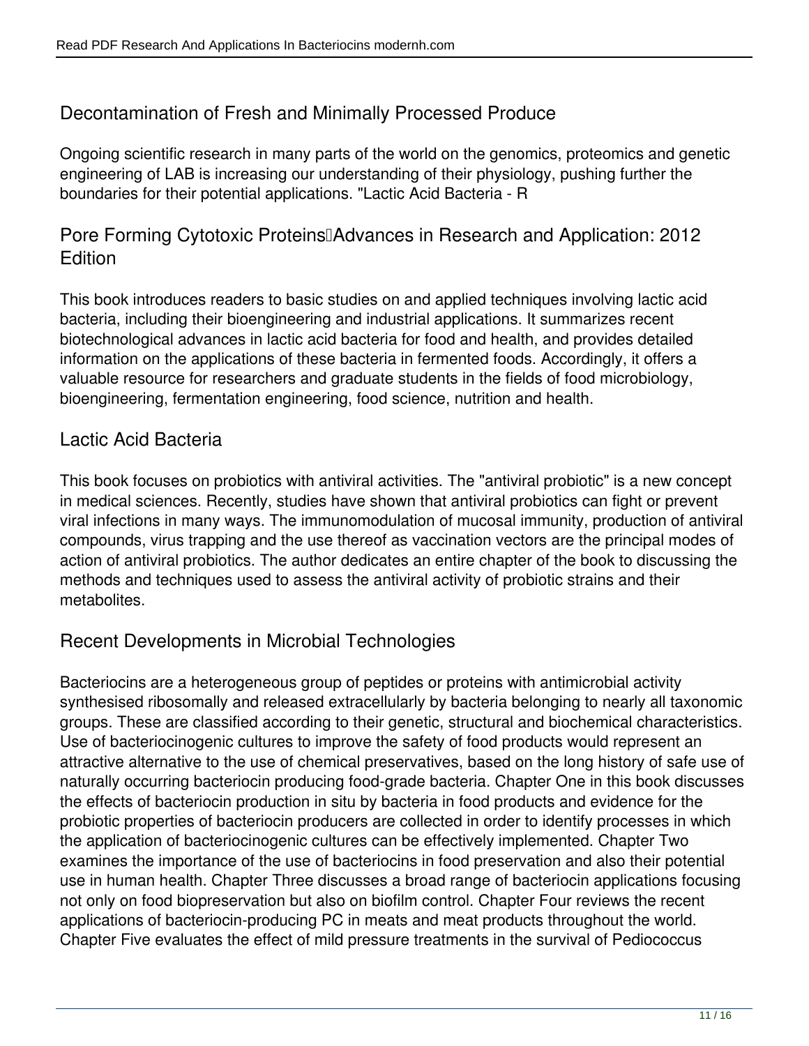## Decontamination of Fresh and Minimally Processed Produce

Ongoing scientific research in many parts of the world on the genomics, proteomics and genetic engineering of LAB is increasing our understanding of their physiology, pushing further the boundaries for their potential applications. "Lactic Acid Bacteria - R

## Pore Forming Cytotoxic Proteins—Advances in Research and Application: 2012 Edition

This book introduces readers to basic studies on and applied techniques involving lactic acid bacteria, including their bioengineering and industrial applications. It summarizes recent biotechnological advances in lactic acid bacteria for food and health, and provides detailed information on the applications of these bacteria in fermented foods. Accordingly, it offers a valuable resource for researchers and graduate students in the fields of food microbiology, bioengineering, fermentation engineering, food science, nutrition and health.

## Lactic Acid Bacteria

This book focuses on probiotics with antiviral activities. The "antiviral probiotic" is a new concept in medical sciences. Recently, studies have shown that antiviral probiotics can fight or prevent viral infections in many ways. The immunomodulation of mucosal immunity, production of antiviral compounds, virus trapping and the use thereof as vaccination vectors are the principal modes of action of antiviral probiotics. The author dedicates an entire chapter of the book to discussing the methods and techniques used to assess the antiviral activity of probiotic strains and their metabolites.

## Recent Developments in Microbial Technologies

Bacteriocins are a heterogeneous group of peptides or proteins with antimicrobial activity synthesised ribosomally and released extracellularly by bacteria belonging to nearly all taxonomic groups. These are classified according to their genetic, structural and biochemical characteristics. Use of bacteriocinogenic cultures to improve the safety of food products would represent an attractive alternative to the use of chemical preservatives, based on the long history of safe use of naturally occurring bacteriocin producing food-grade bacteria. Chapter One in this book discusses the effects of bacteriocin production in situ by bacteria in food products and evidence for the probiotic properties of bacteriocin producers are collected in order to identify processes in which the application of bacteriocinogenic cultures can be effectively implemented. Chapter Two examines the importance of the use of bacteriocins in food preservation and also their potential use in human health. Chapter Three discusses a broad range of bacteriocin applications focusing not only on food biopreservation but also on biofilm control. Chapter Four reviews the recent applications of bacteriocin-producing PC in meats and meat products throughout the world. Chapter Five evaluates the effect of mild pressure treatments in the survival of Pediococcus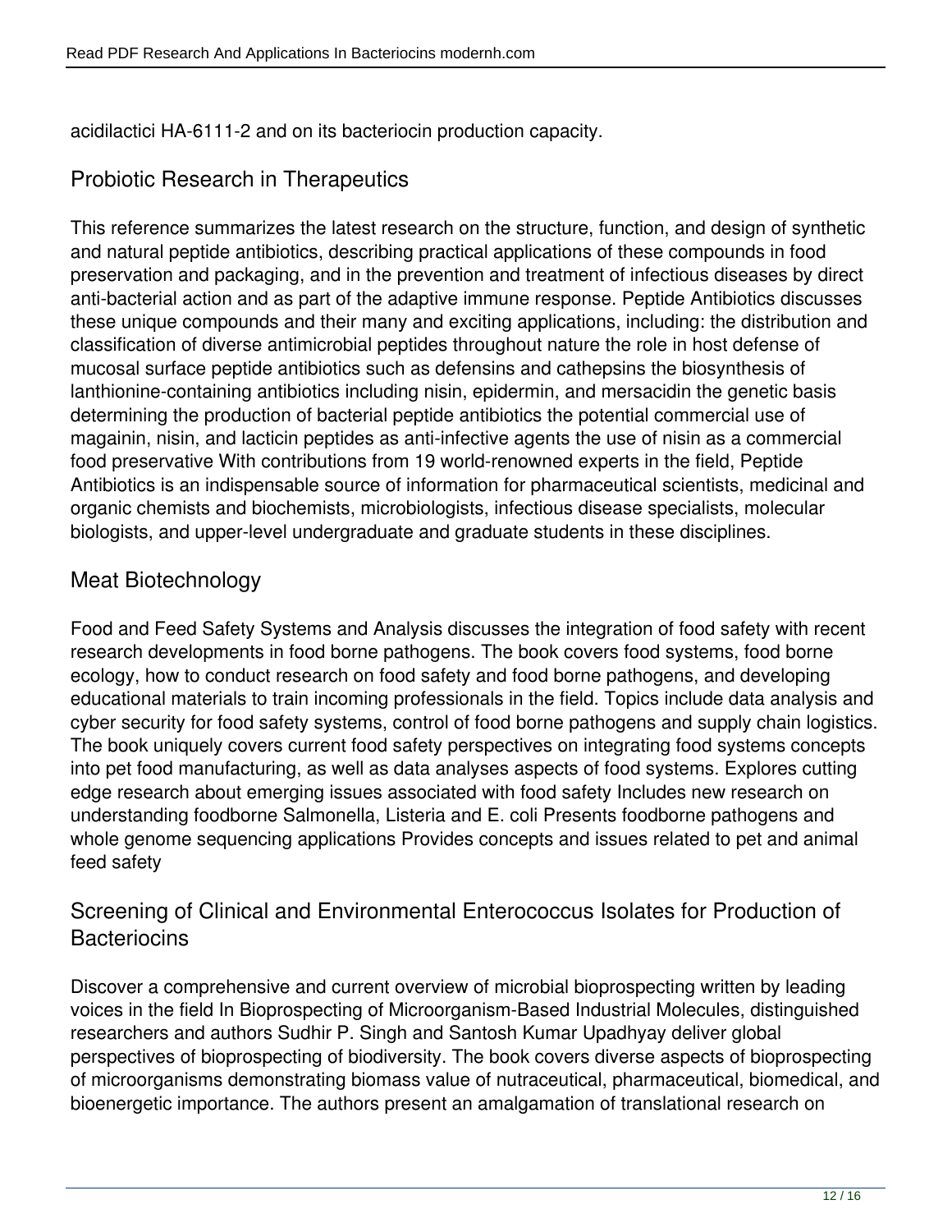acidilactici HA-6111-2 and on its bacteriocin production capacity.

## Probiotic Research in Therapeutics

This reference summarizes the latest research on the structure, function, and design of synthetic and natural peptide antibiotics, describing practical applications of these compounds in food preservation and packaging, and in the prevention and treatment of infectious diseases by direct anti-bacterial action and as part of the adaptive immune response. Peptide Antibiotics discusses these unique compounds and their many and exciting applications, including: the distribution and classification of diverse antimicrobial peptides throughout nature the role in host defense of mucosal surface peptide antibiotics such as defensins and cathepsins the biosynthesis of lanthionine-containing antibiotics including nisin, epidermin, and mersacidin the genetic basis determining the production of bacterial peptide antibiotics the potential commercial use of magainin, nisin, and lacticin peptides as anti-infective agents the use of nisin as a commercial food preservative With contributions from 19 world-renowned experts in the field, Peptide Antibiotics is an indispensable source of information for pharmaceutical scientists, medicinal and organic chemists and biochemists, microbiologists, infectious disease specialists, molecular biologists, and upper-level undergraduate and graduate students in these disciplines.

## Meat Biotechnology

Food and Feed Safety Systems and Analysis discusses the integration of food safety with recent research developments in food borne pathogens. The book covers food systems, food borne ecology, how to conduct research on food safety and food borne pathogens, and developing educational materials to train incoming professionals in the field. Topics include data analysis and cyber security for food safety systems, control of food borne pathogens and supply chain logistics. The book uniquely covers current food safety perspectives on integrating food systems concepts into pet food manufacturing, as well as data analyses aspects of food systems. Explores cutting edge research about emerging issues associated with food safety Includes new research on understanding foodborne Salmonella, Listeria and E. coli Presents foodborne pathogens and whole genome sequencing applications Provides concepts and issues related to pet and animal feed safety

## Screening of Clinical and Environmental Enterococcus Isolates for Production of Bacteriocins

Discover a comprehensive and current overview of microbial bioprospecting written by leading voices in the field In Bioprospecting of Microorganism-Based Industrial Molecules, distinguished researchers and authors Sudhir P. Singh and Santosh Kumar Upadhyay deliver global perspectives of bioprospecting of biodiversity. The book covers diverse aspects of bioprospecting of microorganisms demonstrating biomass value of nutraceutical, pharmaceutical, biomedical, and bioenergetic importance. The authors present an amalgamation of translational research on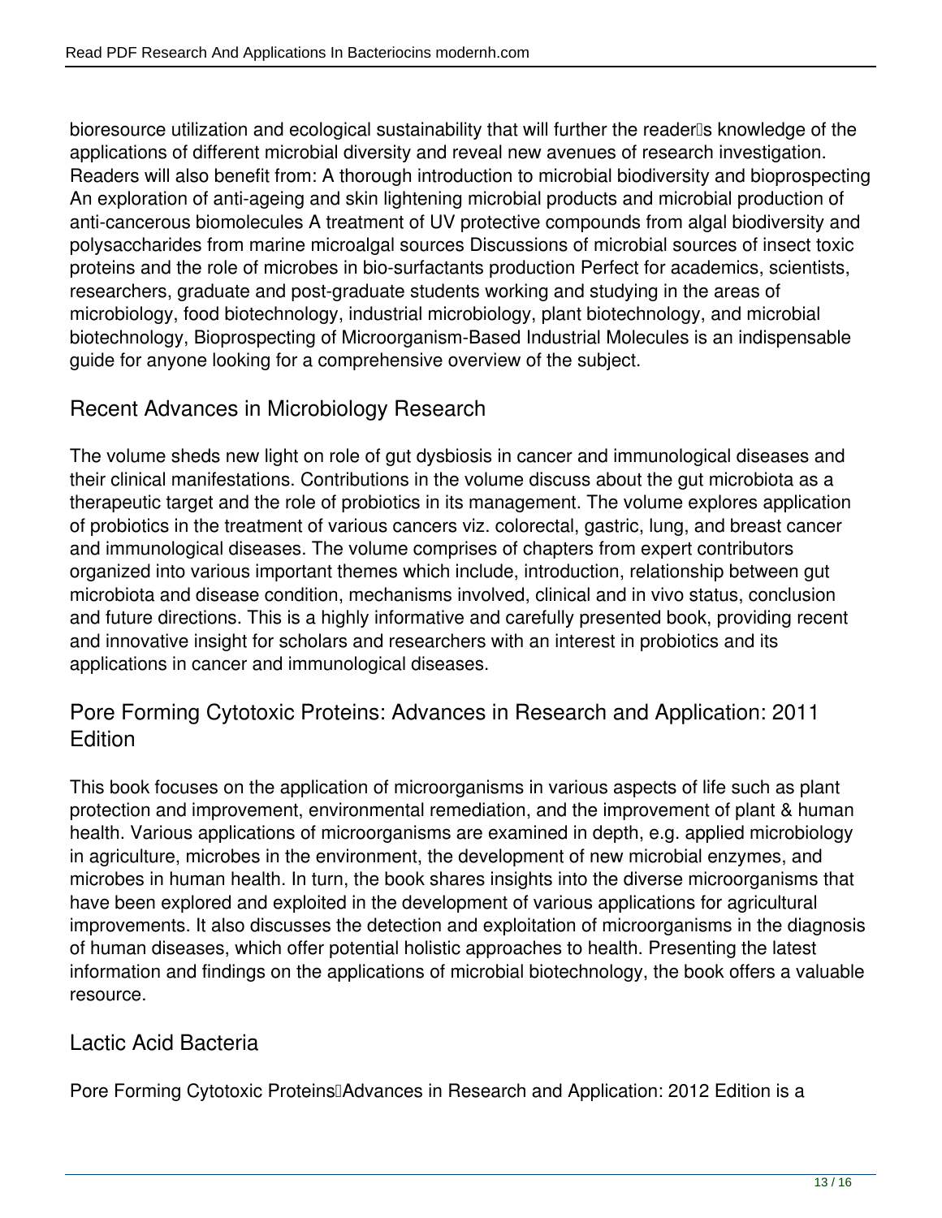bioresource utilization and ecological sustainability that will further the reader's knowledge of the applications of different microbial diversity and reveal new avenues of research investigation. Readers will also benefit from: A thorough introduction to microbial biodiversity and bioprospecting An exploration of anti-ageing and skin lightening microbial products and microbial production of anti-cancerous biomolecules A treatment of UV protective compounds from algal biodiversity and polysaccharides from marine microalgal sources Discussions of microbial sources of insect toxic proteins and the role of microbes in bio-surfactants production Perfect for academics, scientists, researchers, graduate and post-graduate students working and studying in the areas of microbiology, food biotechnology, industrial microbiology, plant biotechnology, and microbial biotechnology, Bioprospecting of Microorganism-Based Industrial Molecules is an indispensable guide for anyone looking for a comprehensive overview of the subject.

## Recent Advances in Microbiology Research

The volume sheds new light on role of gut dysbiosis in cancer and immunological diseases and their clinical manifestations. Contributions in the volume discuss about the gut microbiota as a therapeutic target and the role of probiotics in its management. The volume explores application of probiotics in the treatment of various cancers viz. colorectal, gastric, lung, and breast cancer and immunological diseases. The volume comprises of chapters from expert contributors organized into various important themes which include, introduction, relationship between gut microbiota and disease condition, mechanisms involved, clinical and in vivo status, conclusion and future directions. This is a highly informative and carefully presented book, providing recent and innovative insight for scholars and researchers with an interest in probiotics and its applications in cancer and immunological diseases.

## Pore Forming Cytotoxic Proteins: Advances in Research and Application: 2011 Edition

This book focuses on the application of microorganisms in various aspects of life such as plant protection and improvement, environmental remediation, and the improvement of plant & human health. Various applications of microorganisms are examined in depth, e.g. applied microbiology in agriculture, microbes in the environment, the development of new microbial enzymes, and microbes in human health. In turn, the book shares insights into the diverse microorganisms that have been explored and exploited in the development of various applications for agricultural improvements. It also discusses the detection and exploitation of microorganisms in the diagnosis of human diseases, which offer potential holistic approaches to health. Presenting the latest information and findings on the applications of microbial biotechnology, the book offers a valuable resource.

## Lactic Acid Bacteria

Pore Forming Cytotoxic Proteins—Advances in Research and Application: 2012 Edition is a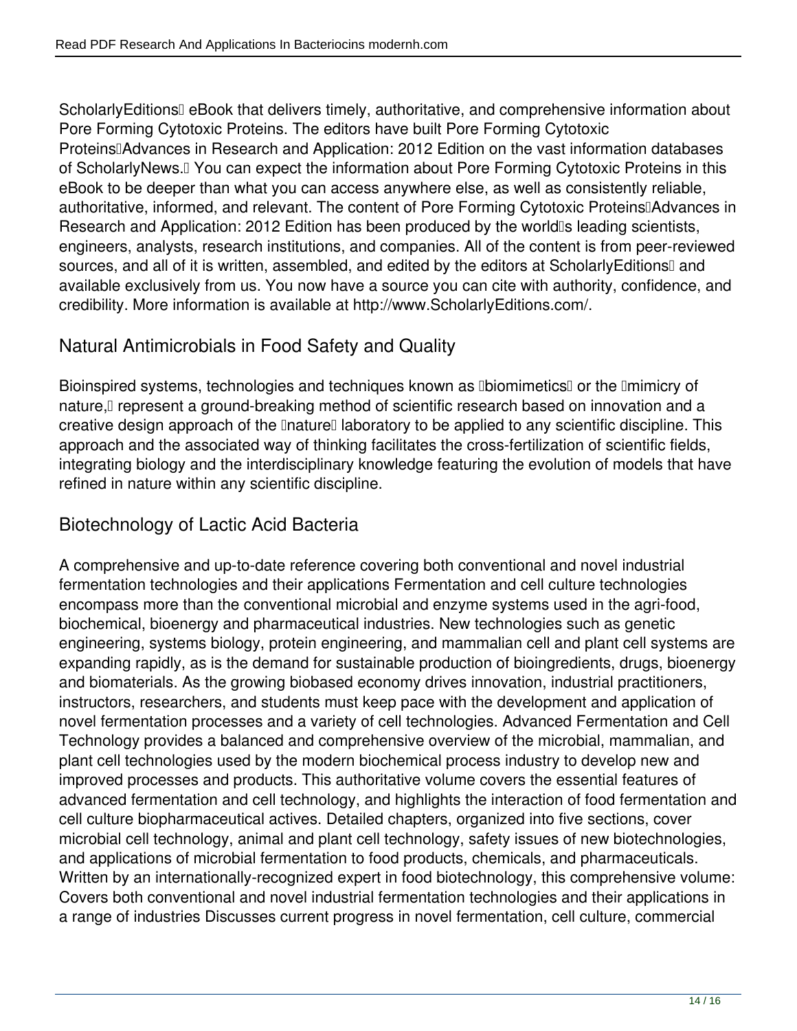ScholarlyEditions eBook that delivers timely, authoritative, and comprehensive information about Pore Forming Cytotoxic Proteins. The editors have built Pore Forming Cytotoxic Proteins—Advances in Research and Application: 2012 Edition on the vast information databases of ScholarlyNews. You can expect the information about Pore Forming Cytotoxic Proteins in this eBook to be deeper than what you can access anywhere else, as well as consistently reliable, authoritative, informed, and relevant. The content of Pore Forming Cytotoxic Proteins—Advances in Research and Application: 2012 Edition has been produced by the world's leading scientists, engineers, analysts, research institutions, and companies. All of the content is from peer-reviewed sources, and all of it is written, assembled, and edited by the editors at ScholarlyEditions and available exclusively from us. You now have a source you can cite with authority, confidence, and credibility. More information is available at http://www.ScholarlyEditions.com/.

## Natural Antimicrobials in Food Safety and Quality

Bioinspired systems, technologies and techniques known as "biomimetics" or the "mimicry of nature," represent a ground-breaking method of scientific research based on innovation and a creative design approach of the "nature" laboratory to be applied to any scientific discipline. This approach and the associated way of thinking facilitates the cross-fertilization of scientific fields, integrating biology and the interdisciplinary knowledge featuring the evolution of models that have refined in nature within any scientific discipline.

## Biotechnology of Lactic Acid Bacteria

A comprehensive and up-to-date reference covering both conventional and novel industrial fermentation technologies and their applications Fermentation and cell culture technologies encompass more than the conventional microbial and enzyme systems used in the agri-food, biochemical, bioenergy and pharmaceutical industries. New technologies such as genetic engineering, systems biology, protein engineering, and mammalian cell and plant cell systems are expanding rapidly, as is the demand for sustainable production of bioingredients, drugs, bioenergy and biomaterials. As the growing biobased economy drives innovation, industrial practitioners, instructors, researchers, and students must keep pace with the development and application of novel fermentation processes and a variety of cell technologies. Advanced Fermentation and Cell Technology provides a balanced and comprehensive overview of the microbial, mammalian, and plant cell technologies used by the modern biochemical process industry to develop new and improved processes and products. This authoritative volume covers the essential features of advanced fermentation and cell technology, and highlights the interaction of food fermentation and cell culture biopharmaceutical actives. Detailed chapters, organized into five sections, cover microbial cell technology, animal and plant cell technology, safety issues of new biotechnologies, and applications of microbial fermentation to food products, chemicals, and pharmaceuticals. Written by an internationally-recognized expert in food biotechnology, this comprehensive volume: Covers both conventional and novel industrial fermentation technologies and their applications in a range of industries Discusses current progress in novel fermentation, cell culture, commercial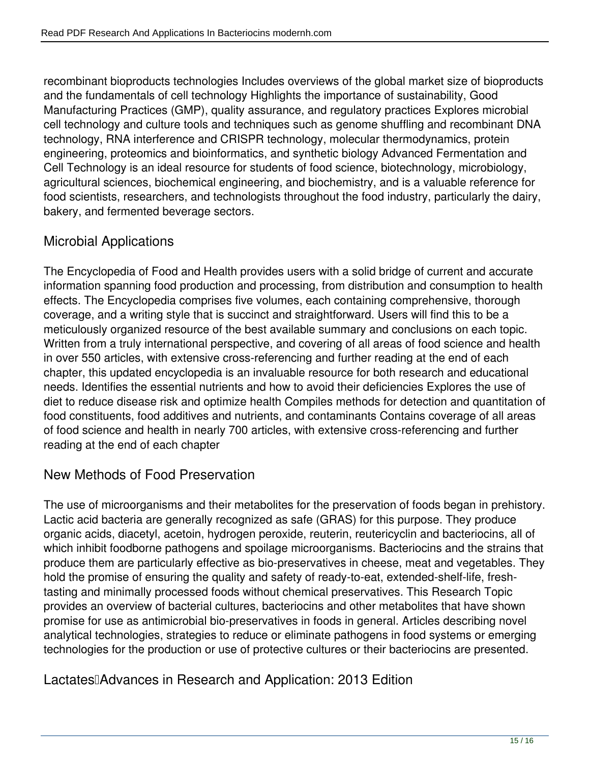recombinant bioproducts technologies Includes overviews of the global market size of bioproducts and the fundamentals of cell technology Highlights the importance of sustainability, Good Manufacturing Practices (GMP), quality assurance, and regulatory practices Explores microbial cell technology and culture tools and techniques such as genome shuffling and recombinant DNA technology, RNA interference and CRISPR technology, molecular thermodynamics, protein engineering, proteomics and bioinformatics, and synthetic biology Advanced Fermentation and Cell Technology is an ideal resource for students of food science, biotechnology, microbiology, agricultural sciences, biochemical engineering, and biochemistry, and is a valuable reference for food scientists, researchers, and technologists throughout the food industry, particularly the dairy, bakery, and fermented beverage sectors.

## Microbial Applications

The Encyclopedia of Food and Health provides users with a solid bridge of current and accurate information spanning food production and processing, from distribution and consumption to health effects. The Encyclopedia comprises five volumes, each containing comprehensive, thorough coverage, and a writing style that is succinct and straightforward. Users will find this to be a meticulously organized resource of the best available summary and conclusions on each topic. Written from a truly international perspective, and covering of all areas of food science and health in over 550 articles, with extensive cross-referencing and further reading at the end of each chapter, this updated encyclopedia is an invaluable resource for both research and educational needs. Identifies the essential nutrients and how to avoid their deficiencies Explores the use of diet to reduce disease risk and optimize health Compiles methods for detection and quantitation of food constituents, food additives and nutrients, and contaminants Contains coverage of all areas of food science and health in nearly 700 articles, with extensive cross-referencing and further reading at the end of each chapter

## New Methods of Food Preservation

The use of microorganisms and their metabolites for the preservation of foods began in prehistory. Lactic acid bacteria are generally recognized as safe (GRAS) for this purpose. They produce organic acids, diacetyl, acetoin, hydrogen peroxide, reuterin, reutericyclin and bacteriocins, all of which inhibit foodborne pathogens and spoilage microorganisms. Bacteriocins and the strains that produce them are particularly effective as bio-preservatives in cheese, meat and vegetables. They hold the promise of ensuring the quality and safety of ready-to-eat, extended-shelf-life, fresh-tasting and minimally processed foods without chemical preservatives. This Research Topic provides an overview of bacterial cultures, bacteriocins and other metabolites that have shown promise for use as antimicrobial bio-preservatives in foods in general. Articles describing novel analytical technologies, strategies to reduce or eliminate pathogens in food systems or emerging technologies for the production or use of protective cultures or their bacteriocins are presented.

## Lactates—Advances in Research and Application: 2013 Edition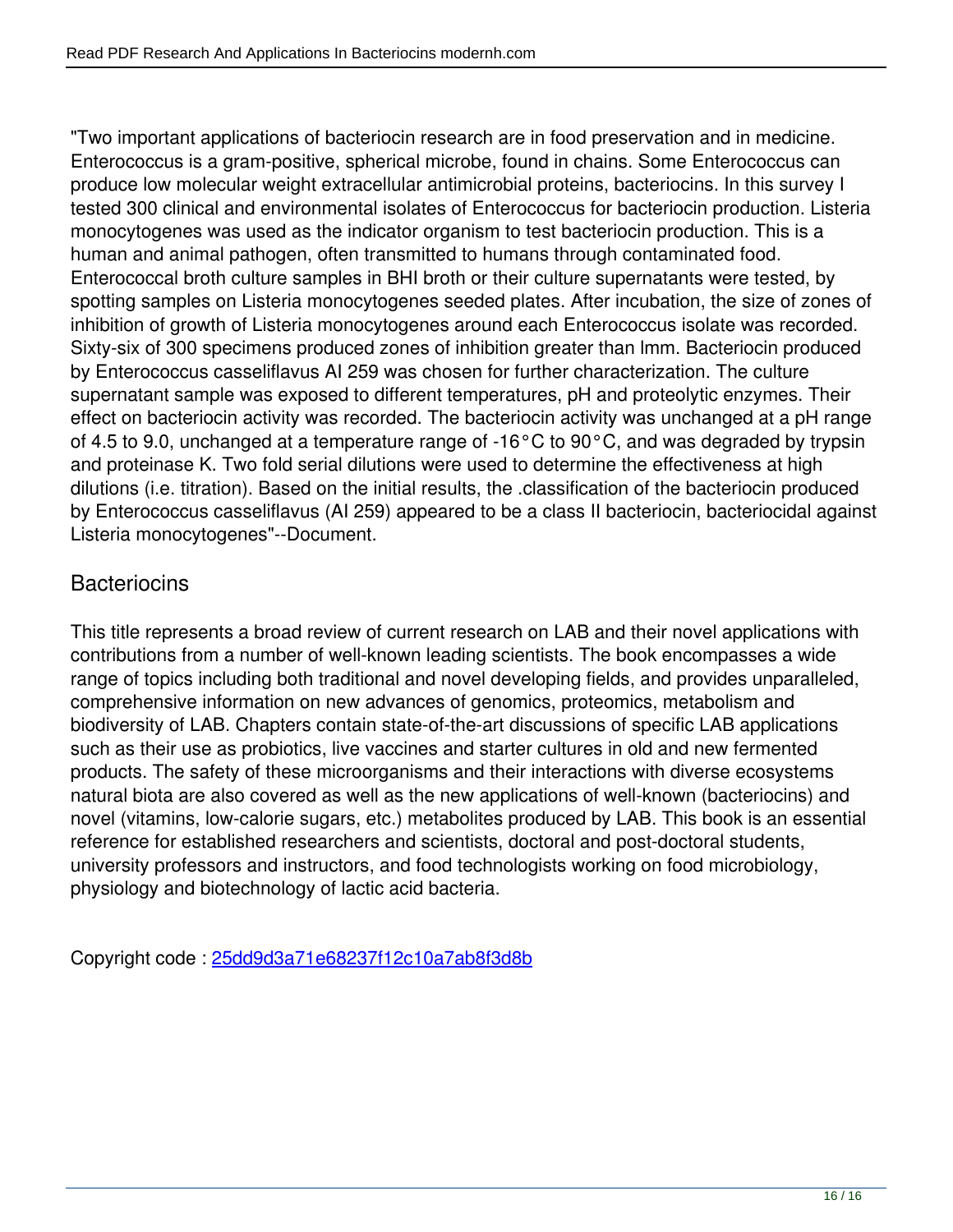"Two important applications of bacteriocin research are in food preservation and in medicine. Enterococcus is a gram-positive, spherical microbe, found in chains. Some Enterococcus can produce low molecular weight extracellular antimicrobial proteins, bacteriocins. In this survey I tested 300 clinical and environmental isolates of Enterococcus for bacteriocin production. Listeria monocytogenes was used as the indicator organism to test bacteriocin production. This is a human and animal pathogen, often transmitted to humans through contaminated food. Enterococcal broth culture samples in BHI broth or their culture supernatants were tested, by spotting samples on Listeria monocytogenes seeded plates. After incubation, the size of zones of inhibition of growth of Listeria monocytogenes around each Enterococcus isolate was recorded. Sixty-six of 300 specimens produced zones of inhibition greater than lmm. Bacteriocin produced by Enterococcus casseliflavus AI 259 was chosen for further characterization. The culture supernatant sample was exposed to different temperatures, pH and proteolytic enzymes. Their effect on bacteriocin activity was recorded. The bacteriocin activity was unchanged at a pH range of 4.5 to 9.0, unchanged at a temperature range of -16°C to 90°C, and was degraded by trypsin and proteinase K. Two fold serial dilutions were used to determine the effectiveness at high dilutions (i.e. titration). Based on the initial results, the .classification of the bacteriocin produced by Enterococcus casseliflavus (AI 259) appeared to be a class II bacteriocin, bacteriocidal against Listeria monocytogenes"--Document.

## Bacteriocins

This title represents a broad review of current research on LAB and their novel applications with contributions from a number of well-known leading scientists. The book encompasses a wide range of topics including both traditional and novel developing fields, and provides unparalleled, comprehensive information on new advances of genomics, proteomics, metabolism and biodiversity of LAB. Chapters contain state-of-the-art discussions of specific LAB applications such as their use as probiotics, live vaccines and starter cultures in old and new fermented products. The safety of these microorganisms and their interactions with diverse ecosystems natural biota are also covered as well as the new applications of well-known (bacteriocins) and novel (vitamins, low-calorie sugars, etc.) metabolites produced by LAB. This book is an essential reference for established researchers and scientists, doctoral and post-doctoral students, university professors and instructors, and food technologists working on food microbiology, physiology and biotechnology of lactic acid bacteria.

Copyright code : 25dd9d3a71e68237f12c10a7ab8f3d8b